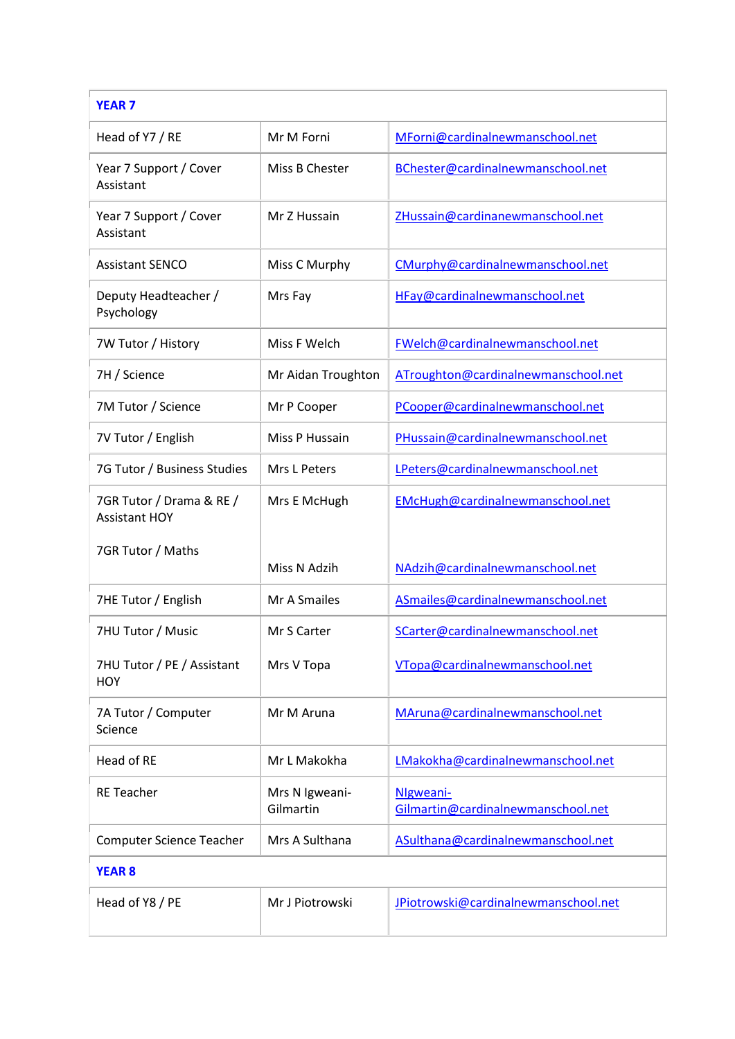| | | |
|---|---|---|
| **YEAR 7** | | |
| Head of Y7 / RE | Mr M Forni | MForni@cardinalnewmanschool.net |
| Year 7 Support / Cover Assistant | Miss B Chester | BChester@cardinalnewmanschool.net |
| Year 7 Support / Cover Assistant | Mr Z Hussain | ZHussain@cardinanewmanschool.net |
| Assistant SENCO | Miss C Murphy | CMurphy@cardinalnewmanschool.net |
| Deputy Headteacher / Psychology | Mrs Fay | HFay@cardinalnewmanschool.net |
| 7W Tutor / History | Miss F Welch | FWelch@cardinalnewmanschool.net |
| 7H / Science | Mr Aidan Troughton | ATroughton@cardinalnewmanschool.net |
| 7M Tutor / Science | Mr P Cooper | PCooper@cardinalnewmanschool.net |
| 7V Tutor / English | Miss P Hussain | PHussain@cardinalnewmanschool.net |
| 7G Tutor / Business Studies | Mrs L Peters | LPeters@cardinalnewmanschool.net |
| 7GR Tutor / Drama & RE / Assistant HOY<br><br>7GR Tutor / Maths | Mrs E McHugh<br><br>Miss N Adzih | EMcHugh@cardinalnewmanschool.net<br><br>NAdzih@cardinalnewmanschool.net |
| 7HE Tutor / English | Mr A Smailes | ASmailes@cardinalnewmanschool.net |
| 7HU Tutor / Music<br><br>7HU Tutor / PE / Assistant HOY | Mr S Carter<br><br>Mrs V Topa | SCarter@cardinalnewmanschool.net<br><br>VTopa@cardinalnewmanschool.net |
| 7A Tutor / Computer Science | Mr M Aruna | MAruna@cardinalnewmanschool.net |
| Head of RE | Mr L Makokha | LMakokha@cardinalnewmanschool.net |
| RE Teacher | Mrs N Igweani-Gilmartin | NIgweani-Gilmartin@cardinalnewmanschool.net |
| Computer Science Teacher | Mrs A Sulthana | ASulthana@cardinalnewmanschool.net |
| **YEAR 8** | | |
| Head of Y8 / PE | Mr J Piotrowski | JPiotrowski@cardinalnewmanschool.net |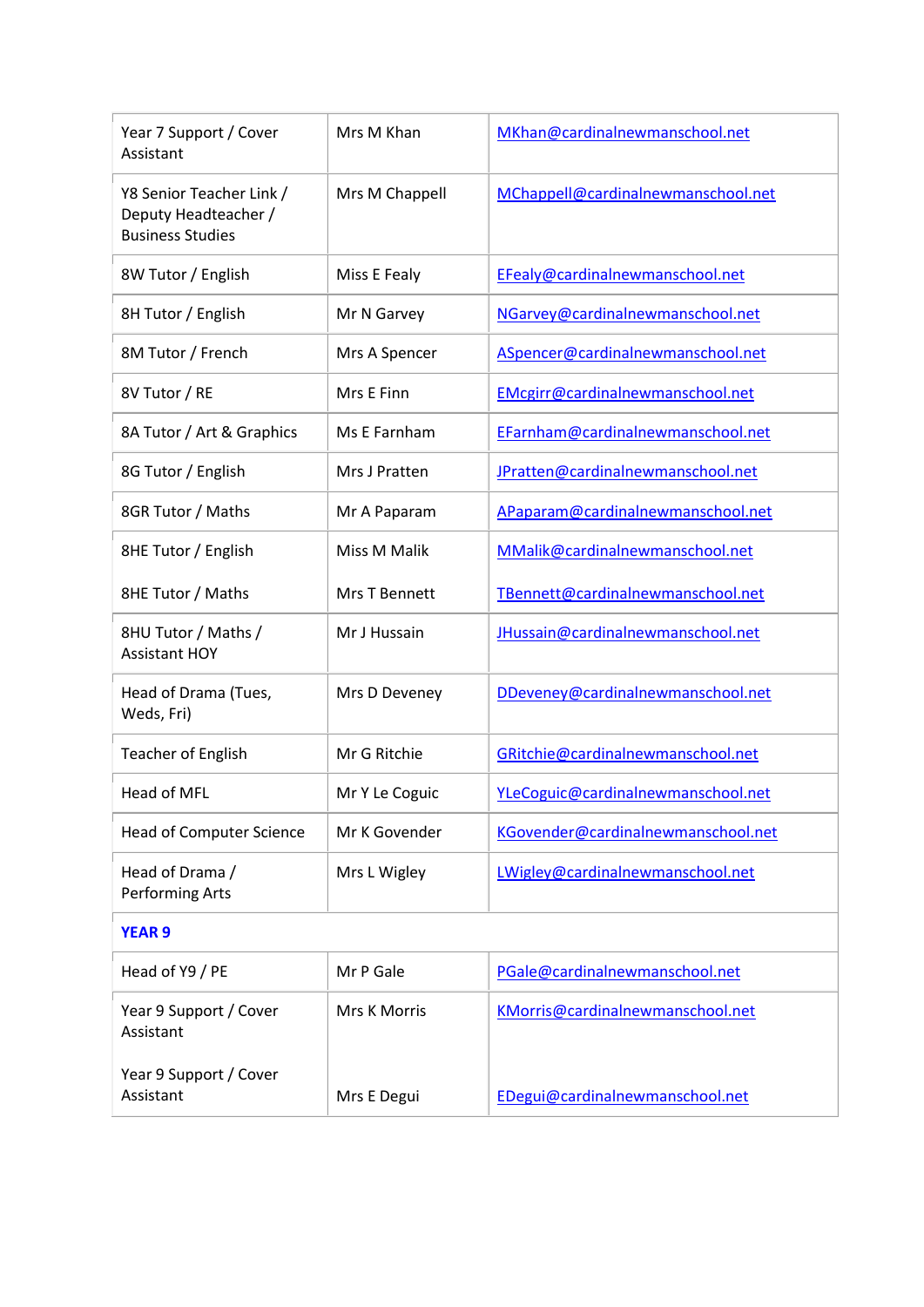| | | |
|---|---|---|
| Year 7 Support / Cover Assistant | Mrs M Khan | MKhan@cardinalnewmanschool.net |
| Y8 Senior Teacher Link / Deputy Headteacher / Business Studies | Mrs M Chappell | MChappell@cardinalnewmanschool.net |
| 8W Tutor / English | Miss E Fealy | EFealy@cardinalnewmanschool.net |
| 8H Tutor / English | Mr N Garvey | NGarvey@cardinalnewmanschool.net |
| 8M Tutor / French | Mrs A Spencer | ASpencer@cardinalnewmanschool.net |
| 8V Tutor / RE | Mrs E Finn | EMcgirr@cardinalnewmanschool.net |
| 8A Tutor / Art & Graphics | Ms E Farnham | EFarnham@cardinalnewmanschool.net |
| 8G Tutor / English | Mrs J Pratten | JPratten@cardinalnewmanschool.net |
| 8GR Tutor / Maths | Mr A Paparam | APaparam@cardinalnewmanschool.net |
| 8HE Tutor / English<br><br>8HE Tutor / Maths | Miss M Malik<br><br>Mrs T Bennett | MMalik@cardinalnewmanschool.net<br><br>TBennett@cardinalnewmanschool.net |
| 8HU Tutor / Maths / Assistant HOY | Mr J Hussain | JHussain@cardinalnewmanschool.net |
| Head of Drama (Tues, Weds, Fri) | Mrs D Deveney | DDeveney@cardinalnewmanschool.net |
| Teacher of English | Mr G Ritchie | GRitchie@cardinalnewmanschool.net |
| Head of MFL | Mr Y Le Coguic | YLeCoguic@cardinalnewmanschool.net |
| Head of Computer Science | Mr K Govender | KGovender@cardinalnewmanschool.net |
| Head of Drama / Performing Arts | Mrs L Wigley | LWigley@cardinalnewmanschool.net |
| **YEAR 9** | | |
| Head of Y9 / PE | Mr P Gale | PGale@cardinalnewmanschool.net |
| Year 9 Support / Cover Assistant<br><br>Year 9 Support / Cover Assistant | Mrs K Morris<br><br>Mrs E Degui | KMorris@cardinalnewmanschool.net<br><br>EDegui@cardinalnewmanschool.net |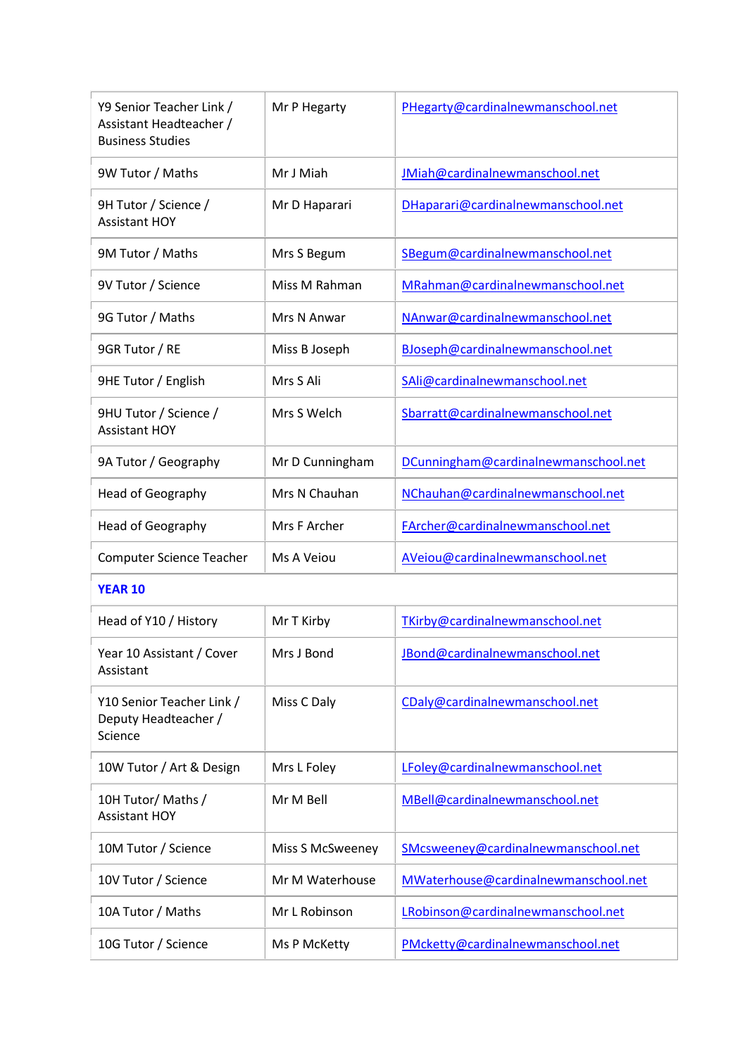| | | |
|---|---|---|
| Y9 Senior Teacher Link / Assistant Headteacher / Business Studies | Mr P Hegarty | PHegarty@cardinalnewmanschool.net |
| 9W Tutor / Maths | Mr J Miah | JMiah@cardinalnewmanschool.net |
| 9H Tutor / Science / Assistant HOY | Mr D Haparari | DHaparari@cardinalnewmanschool.net |
| 9M Tutor / Maths | Mrs S Begum | SBegum@cardinalnewmanschool.net |
| 9V Tutor / Science | Miss M Rahman | MRahman@cardinalnewmanschool.net |
| 9G Tutor / Maths | Mrs N Anwar | NAnwar@cardinalnewmanschool.net |
| 9GR Tutor / RE | Miss B Joseph | BJoseph@cardinalnewmanschool.net |
| 9HE Tutor / English | Mrs S Ali | SAli@cardinalnewmanschool.net |
| 9HU Tutor / Science / Assistant HOY | Mrs S Welch | Sbarratt@cardinalnewmanschool.net |
| 9A Tutor / Geography | Mr D Cunningham | DCunningham@cardinalnewmanschool.net |
| Head of Geography | Mrs N Chauhan | NChauhan@cardinalnewmanschool.net |
| Head of Geography | Mrs F Archer | FArcher@cardinalnewmanschool.net |
| Computer Science Teacher | Ms A Veiou | AVeiou@cardinalnewmanschool.net |
| **YEAR 10** | | |
| Head of Y10 / History | Mr T Kirby | TKirby@cardinalnewmanschool.net |
| Year 10 Assistant / Cover Assistant | Mrs J Bond | JBond@cardinalnewmanschool.net |
| Y10 Senior Teacher Link / Deputy Headteacher / Science | Miss C Daly | CDaly@cardinalnewmanschool.net |
| 10W Tutor / Art & Design | Mrs L Foley | LFoley@cardinalnewmanschool.net |
| 10H Tutor/ Maths / Assistant HOY | Mr M Bell | MBell@cardinalnewmanschool.net |
| 10M Tutor / Science | Miss S McSweeney | SMcsweeney@cardinalnewmanschool.net |
| 10V Tutor / Science | Mr M Waterhouse | MWaterhouse@cardinalnewmanschool.net |
| 10A Tutor / Maths | Mr L Robinson | LRobinson@cardinalnewmanschool.net |
| 10G Tutor / Science | Ms P McKetty | PMcketty@cardinalnewmanschool.net |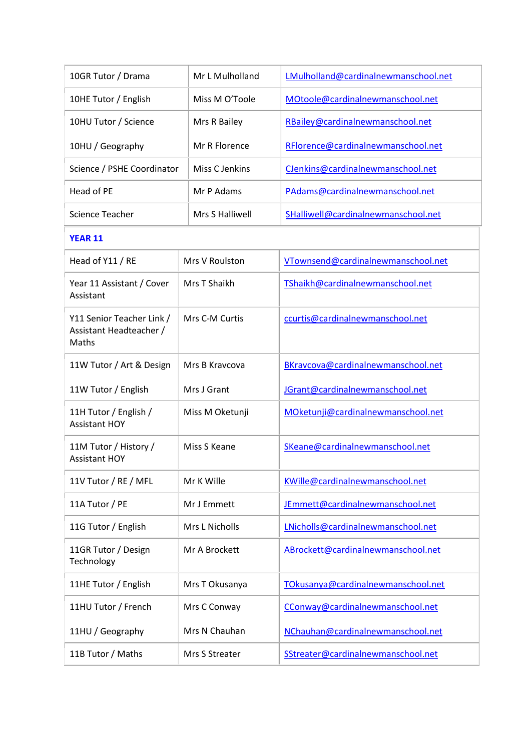| | | |
|---|---|---|
| 10GR Tutor / Drama | Mr L Mulholland | LMulholland@cardinalnewmanschool.net |
| 10HE Tutor / English | Miss M O'Toole | MOtoole@cardinalnewmanschool.net |
| 10HU Tutor / Science<br>10HU / Geography | Mrs R Bailey<br>Mr R Florence | RBailey@cardinalnewmanschool.net<br>RFlorence@cardinalnewmanschool.net |
| Science / PSHE Coordinator | Miss C Jenkins | CJenkins@cardinalnewmanschool.net |
| Head of PE | Mr P Adams | PAdams@cardinalnewmanschool.net |
| Science Teacher | Mrs S Halliwell | SHalliwell@cardinalnewmanschool.net |

| **YEAR 11** | | |
|---|---|---|
| Head of Y11 / RE | Mrs V Roulston | VTownsend@cardinalnewmanschool.net |
| Year 11 Assistant / Cover Assistant | Mrs T Shaikh | TShaikh@cardinalnewmanschool.net |
| Y11 Senior Teacher Link / Assistant Headteacher / Maths | Mrs C-M Curtis | ccurtis@cardinalnewmanschool.net |
| 11W Tutor / Art & Design<br>11W Tutor / English | Mrs B Kravcova<br>Mrs J Grant | BKravcova@cardinalnewmanschool.net<br>JGrant@cardinalnewmanschool.net |
| 11H Tutor / English / Assistant HOY | Miss M Oketunji | MOketunji@cardinalnewmanschool.net |
| 11M Tutor / History / Assistant HOY | Miss S Keane | SKeane@cardinalnewmanschool.net |
| 11V Tutor / RE / MFL | Mr K Wille | KWille@cardinalnewmanschool.net |
| 11A Tutor / PE | Mr J Emmett | JEmmett@cardinalnewmanschool.net |
| 11G Tutor / English | Mrs L Nicholls | LNicholls@cardinalnewmanschool.net |
| 11GR Tutor / Design Technology | Mr A Brockett | ABrockett@cardinalnewmanschool.net |
| 11HE Tutor / English | Mrs T Okusanya | TOkusanya@cardinalnewmanschool.net |
| 11HU Tutor / French<br>11HU / Geography | Mrs C Conway<br>Mrs N Chauhan | CConway@cardinalnewmanschool.net<br>NChauhan@cardinalnewmanschool.net |
| 11B Tutor / Maths | Mrs S Streater | SStreater@cardinalnewmanschool.net |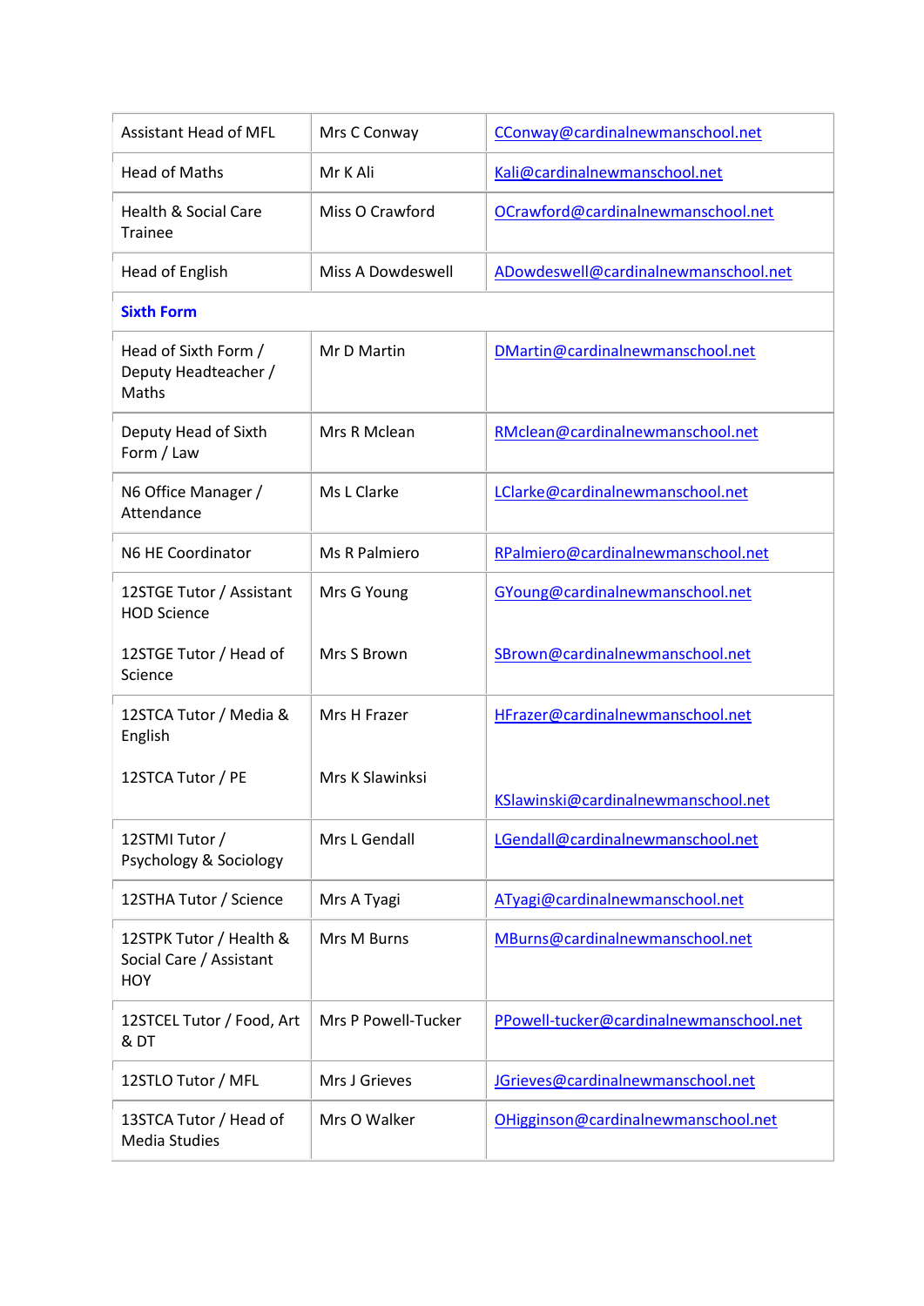| | | |
|---|---|---|
| Assistant Head of MFL | Mrs C Conway | CConway@cardinalnewmanschool.net |
| Head of Maths | Mr K Ali | Kali@cardinalnewmanschool.net |
| Health & Social Care Trainee | Miss O Crawford | OCrawford@cardinalnewmanschool.net |
| Head of English | Miss A Dowdeswell | ADowdeswell@cardinalnewmanschool.net |
| **Sixth Form** | | |
| Head of Sixth Form / Deputy Headteacher / Maths | Mr D Martin | DMartin@cardinalnewmanschool.net |
| Deputy Head of Sixth Form / Law | Mrs R Mclean | RMclean@cardinalnewmanschool.net |
| N6 Office Manager / Attendance | Ms L Clarke | LClarke@cardinalnewmanschool.net |
| N6 HE Coordinator | Ms R Palmiero | RPalmiero@cardinalnewmanschool.net |
| 12STGE Tutor / Assistant HOD Science<br><br>12STGE Tutor / Head of Science | Mrs G Young<br><br>Mrs S Brown | GYoung@cardinalnewmanschool.net<br><br>SBrown@cardinalnewmanschool.net |
| 12STCA Tutor / Media & English<br><br>12STCA Tutor / PE | Mrs H Frazer<br><br>Mrs K Slawinksi | HFrazer@cardinalnewmanschool.net<br><br>KSlawinski@cardinalnewmanschool.net |
| 12STMI Tutor / Psychology & Sociology | Mrs L Gendall | LGendall@cardinalnewmanschool.net |
| 12STHA Tutor / Science | Mrs A Tyagi | ATyagi@cardinalnewmanschool.net |
| 12STPK Tutor / Health & Social Care / Assistant HOY | Mrs M Burns | MBurns@cardinalnewmanschool.net |
| 12STCEL Tutor / Food, Art & DT | Mrs P Powell-Tucker | PPowell-tucker@cardinalnewmanschool.net |
| 12STLO Tutor / MFL | Mrs J Grieves | JGrieves@cardinalnewmanschool.net |
| 13STCA Tutor / Head of Media Studies | Mrs O Walker | OHigginson@cardinalnewmanschool.net |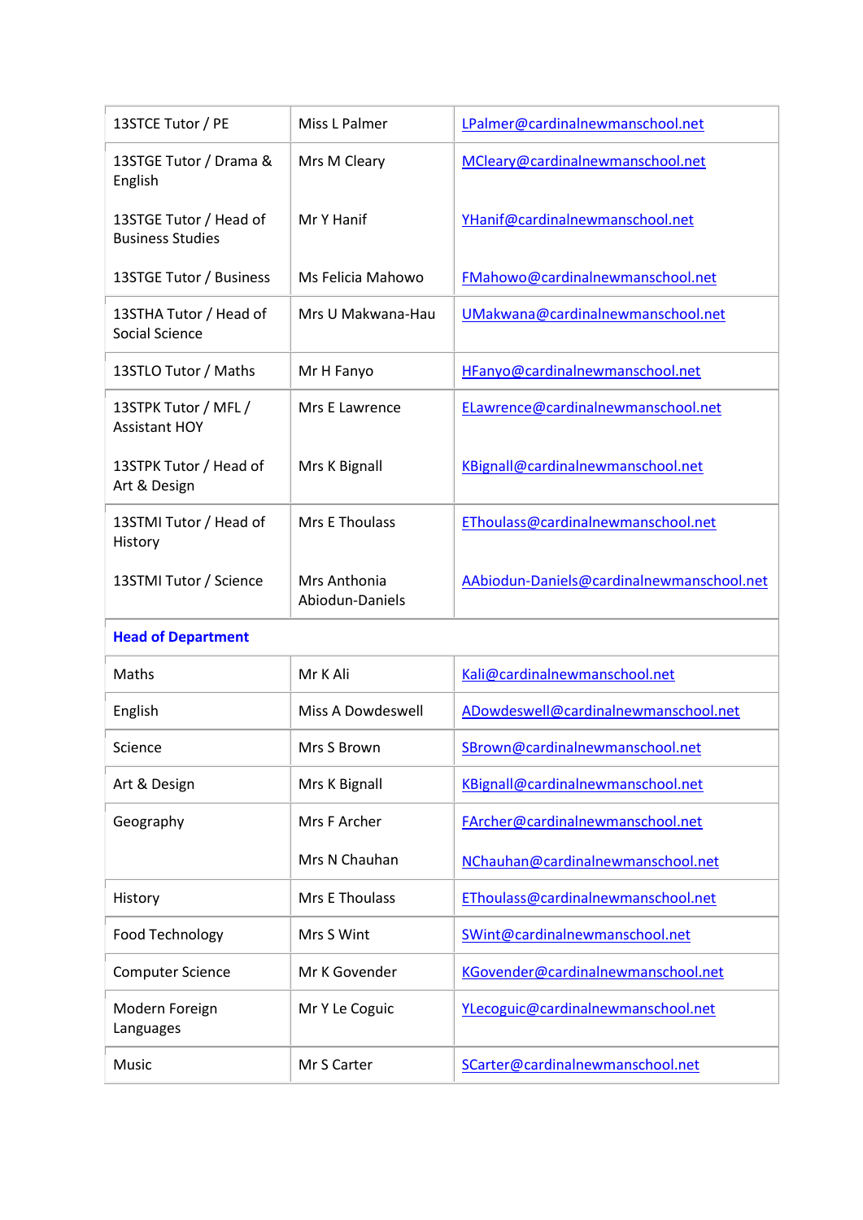| | | |
|---|---|---|
| 13STCE Tutor / PE | Miss L Palmer | LPalmer@cardinalnewmanschool.net |
| 13STGE Tutor / Drama & English | Mrs M Cleary | MCleary@cardinalnewmanschool.net |
| 13STGE Tutor / Head of Business Studies | Mr Y Hanif | YHanif@cardinalnewmanschool.net |
| 13STGE Tutor / Business | Ms Felicia Mahowo | FMahowo@cardinalnewmanschool.net |
| 13STHA Tutor / Head of Social Science | Mrs U Makwana-Hau | UMakwana@cardinalnewmanschool.net |
| 13STLO Tutor / Maths | Mr H Fanyo | HFanyo@cardinalnewmanschool.net |
| 13STPK Tutor / MFL / Assistant HOY | Mrs E Lawrence | ELawrence@cardinalnewmanschool.net |
| 13STPK Tutor / Head of Art & Design | Mrs K Bignall | KBignall@cardinalnewmanschool.net |
| 13STMI Tutor / Head of History | Mrs E Thoulass | EThoulass@cardinalnewmanschool.net |
| 13STMI Tutor / Science | Mrs Anthonia Abiodun-Daniels | AAbiodun-Daniels@cardinalnewmanschool.net |
| **Head of Department** | | |
| Maths | Mr K Ali | Kali@cardinalnewmanschool.net |
| English | Miss A Dowdeswell | ADowdeswell@cardinalnewmanschool.net |
| Science | Mrs S Brown | SBrown@cardinalnewmanschool.net |
| Art & Design | Mrs K Bignall | KBignall@cardinalnewmanschool.net |
| Geography | Mrs F Archer | FArcher@cardinalnewmanschool.net |
| | Mrs N Chauhan | NChauhan@cardinalnewmanschool.net |
| History | Mrs E Thoulass | EThoulass@cardinalnewmanschool.net |
| Food Technology | Mrs S Wint | SWint@cardinalnewmanschool.net |
| Computer Science | Mr K Govender | KGovender@cardinalnewmanschool.net |
| Modern Foreign Languages | Mr Y Le Coguic | YLecoguic@cardinalnewmanschool.net |
| Music | Mr S Carter | SCarter@cardinalnewmanschool.net |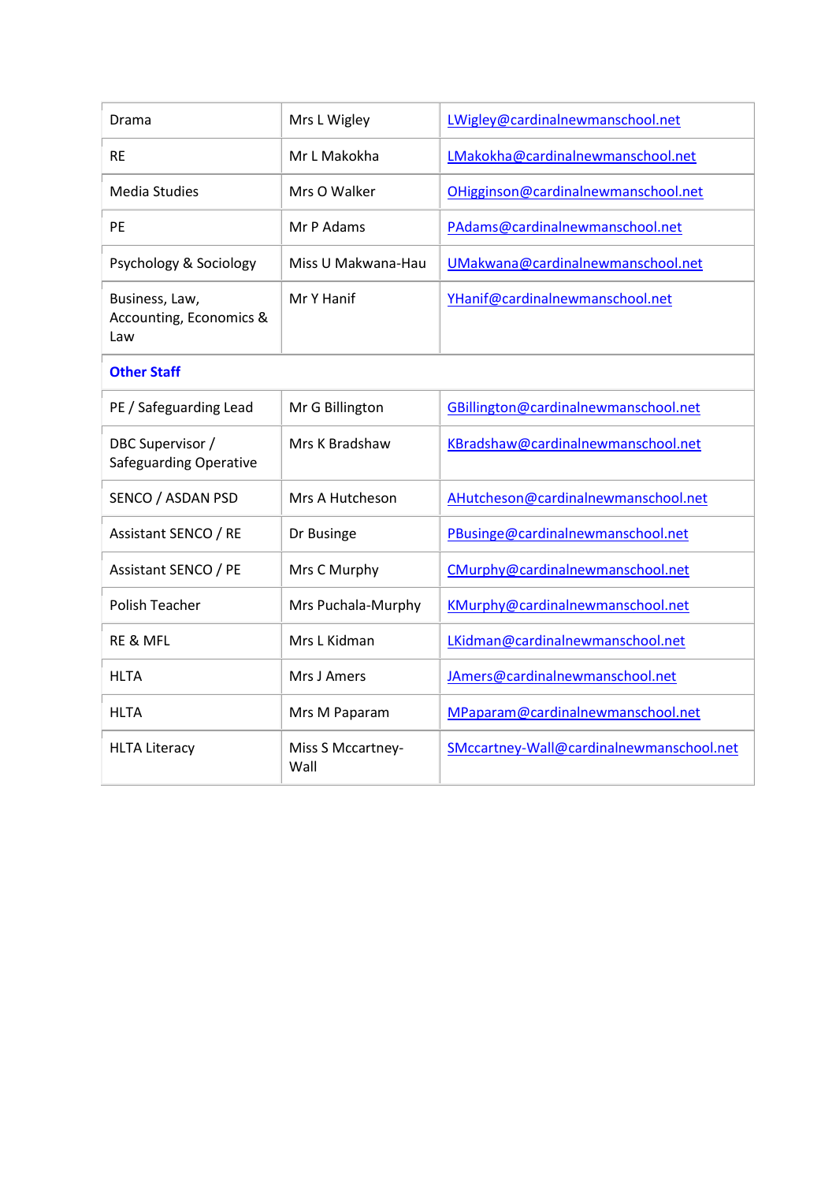| | | |
|---|---|---|
| Drama | Mrs L Wigley | LWigley@cardinalnewmanschool.net |
| RE | Mr L Makokha | LMakokha@cardinalnewmanschool.net |
| Media Studies | Mrs O Walker | OHigginson@cardinalnewmanschool.net |
| PE | Mr P Adams | PAdams@cardinalnewmanschool.net |
| Psychology & Sociology | Miss U Makwana-Hau | UMakwana@cardinalnewmanschool.net |
| Business, Law, Accounting, Economics & Law | Mr Y Hanif | YHanif@cardinalnewmanschool.net |
| **Other Staff** | | |
| PE / Safeguarding Lead | Mr G Billington | GBillington@cardinalnewmanschool.net |
| DBC Supervisor / Safeguarding Operative | Mrs K Bradshaw | KBradshaw@cardinalnewmanschool.net |
| SENCO / ASDAN PSD | Mrs A Hutcheson | AHutcheson@cardinalnewmanschool.net |
| Assistant SENCO / RE | Dr Businge | PBusinge@cardinalnewmanschool.net |
| Assistant SENCO / PE | Mrs C Murphy | CMurphy@cardinalnewmanschool.net |
| Polish Teacher | Mrs Puchala-Murphy | KMurphy@cardinalnewmanschool.net |
| RE & MFL | Mrs L Kidman | LKidman@cardinalnewmanschool.net |
| HLTA | Mrs J Amers | JAmers@cardinalnewmanschool.net |
| HLTA | Mrs M Paparam | MPaparam@cardinalnewmanschool.net |
| HLTA Literacy | Miss S Mccartney-Wall | SMccartney-Wall@cardinalnewmanschool.net |